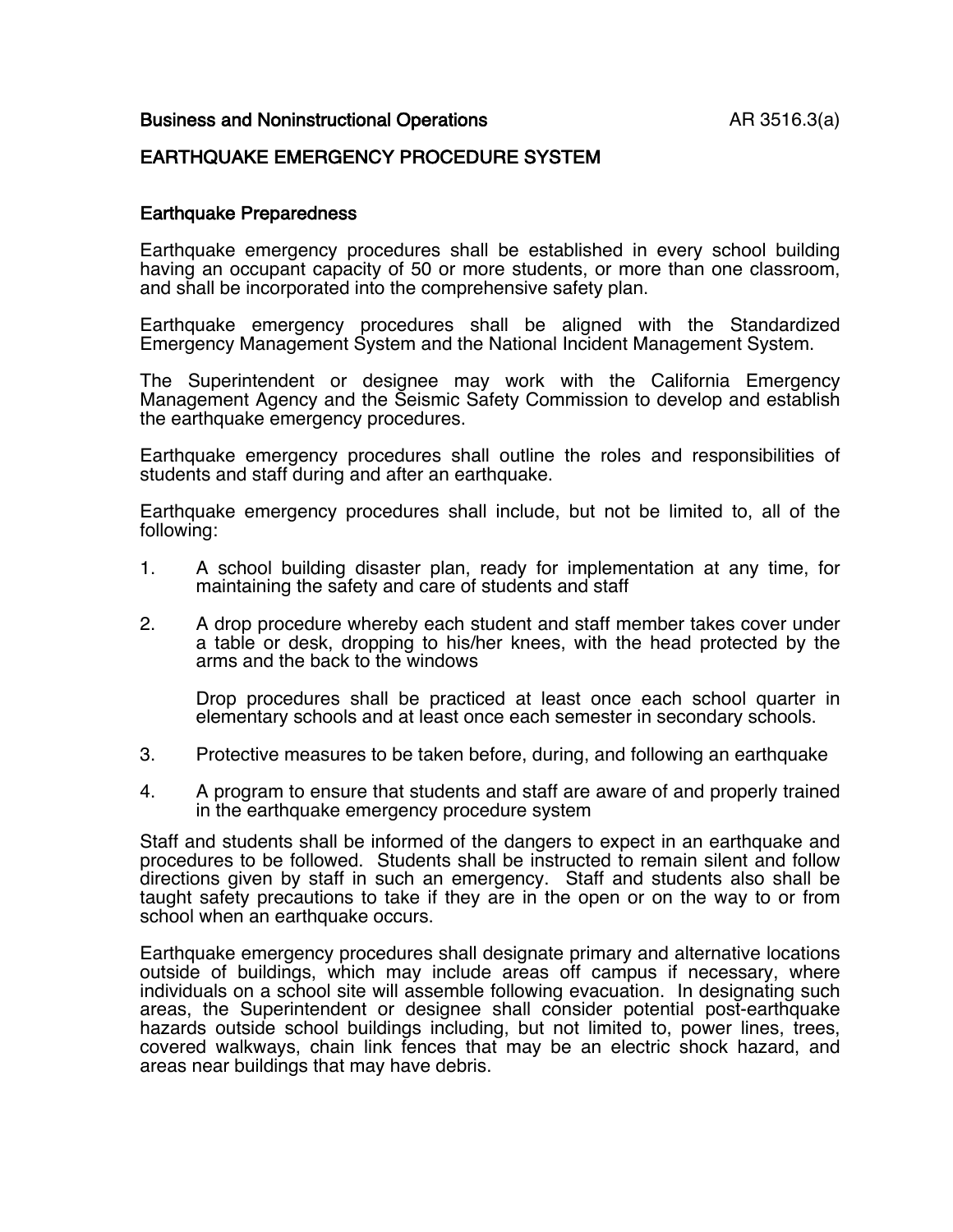Business and Noninstructional Operations AR 3516.3(a)

# EARTHQUAKE EMERGENCY PROCEDURE SYSTEM

## Earthquake Preparedness

Earthquake emergency procedures shall be established in every school building having an occupant capacity of 50 or more students, or more than one classroom, and shall be incorporated into the comprehensive safety plan.

Earthquake emergency procedures shall be aligned with the Standardized Emergency Management System and the National Incident Management System.

The Superintendent or designee may work with the California Emergency Management Agency and the Seismic Safety Commission to develop and establish the earthquake emergency procedures.

Earthquake emergency procedures shall outline the roles and responsibilities of students and staff during and after an earthquake.

Earthquake emergency procedures shall include, but not be limited to, all of the following:

1. A school building disaster plan, ready for implementation at any time, for maintaining the safety and care of students and staff

2. A drop procedure whereby each student and staff member takes cover under a table or desk, dropping to his/her knees, with the head protected by the arms and the back to the windows

   Drop procedures shall be practiced at least once each school quarter in elementary schools and at least once each semester in secondary schools.

3. Protective measures to be taken before, during, and following an earthquake

4. A program to ensure that students and staff are aware of and properly trained in the earthquake emergency procedure system

Staff and students shall be informed of the dangers to expect in an earthquake and procedures to be followed. Students shall be instructed to remain silent and follow directions given by staff in such an emergency. Staff and students also shall be taught safety precautions to take if they are in the open or on the way to or from school when an earthquake occurs.

Earthquake emergency procedures shall designate primary and alternative locations outside of buildings, which may include areas off campus if necessary, where individuals on a school site will assemble following evacuation. In designating such areas, the Superintendent or designee shall consider potential post-earthquake hazards outside school buildings including, but not limited to, power lines, trees, covered walkways, chain link fences that may be an electric shock hazard, and areas near buildings that may have debris.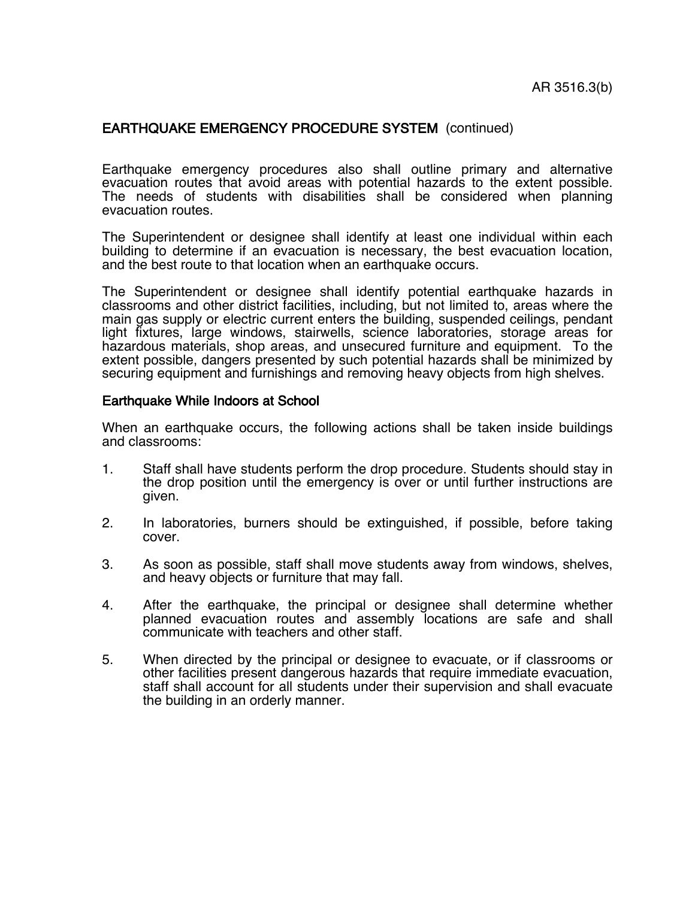## EARTHQUAKE EMERGENCY PROCEDURE SYSTEM (continued)

Earthquake emergency procedures also shall outline primary and alternative evacuation routes that avoid areas with potential hazards to the extent possible. The needs of students with disabilities shall be considered when planning evacuation routes.

The Superintendent or designee shall identify at least one individual within each building to determine if an evacuation is necessary, the best evacuation location, and the best route to that location when an earthquake occurs.

The Superintendent or designee shall identify potential earthquake hazards in classrooms and other district facilities, including, but not limited to, areas where the main gas supply or electric current enters the building, suspended ceilings, pendant light fixtures, large windows, stairwells, science laboratories, storage areas for hazardous materials, shop areas, and unsecured furniture and equipment. To the extent possible, dangers presented by such potential hazards shall be minimized by securing equipment and furnishings and removing heavy objects from high shelves.

### Earthquake While Indoors at School

When an earthquake occurs, the following actions shall be taken inside buildings and classrooms:

1. Staff shall have students perform the drop procedure. Students should stay in the drop position until the emergency is over or until further instructions are given.

2. In laboratories, burners should be extinguished, if possible, before taking cover.

3. As soon as possible, staff shall move students away from windows, shelves, and heavy objects or furniture that may fall.

4. After the earthquake, the principal or designee shall determine whether planned evacuation routes and assembly locations are safe and shall communicate with teachers and other staff.

5. When directed by the principal or designee to evacuate, or if classrooms or other facilities present dangerous hazards that require immediate evacuation, staff shall account for all students under their supervision and shall evacuate the building in an orderly manner.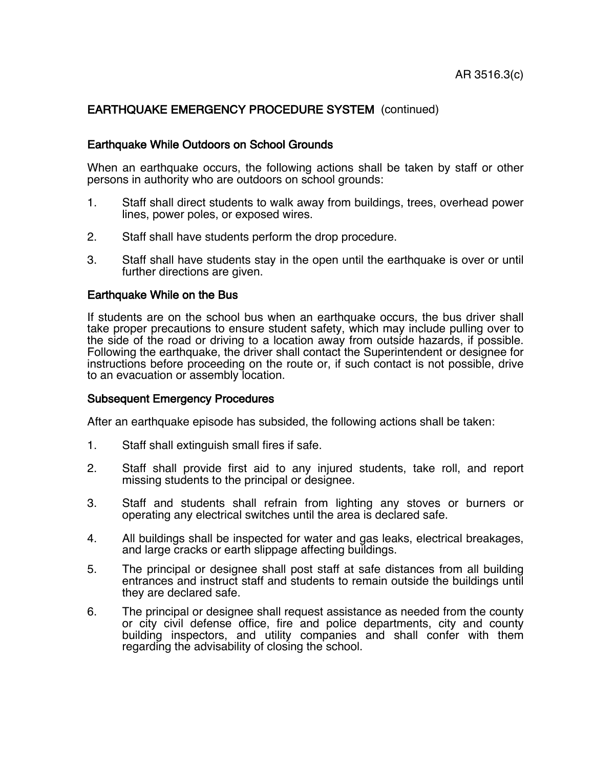## EARTHQUAKE EMERGENCY PROCEDURE SYSTEM (continued)

### Earthquake While Outdoors on School Grounds

When an earthquake occurs, the following actions shall be taken by staff or other persons in authority who are outdoors on school grounds:

1. Staff shall direct students to walk away from buildings, trees, overhead power lines, power poles, or exposed wires.

2. Staff shall have students perform the drop procedure.

3. Staff shall have students stay in the open until the earthquake is over or until further directions are given.

### Earthquake While on the Bus

If students are on the school bus when an earthquake occurs, the bus driver shall take proper precautions to ensure student safety, which may include pulling over to the side of the road or driving to a location away from outside hazards, if possible. Following the earthquake, the driver shall contact the Superintendent or designee for instructions before proceeding on the route or, if such contact is not possible, drive to an evacuation or assembly location.

### Subsequent Emergency Procedures

After an earthquake episode has subsided, the following actions shall be taken:

1. Staff shall extinguish small fires if safe.

2. Staff shall provide first aid to any injured students, take roll, and report missing students to the principal or designee.

3. Staff and students shall refrain from lighting any stoves or burners or operating any electrical switches until the area is declared safe.

4. All buildings shall be inspected for water and gas leaks, electrical breakages, and large cracks or earth slippage affecting buildings.

5. The principal or designee shall post staff at safe distances from all building entrances and instruct staff and students to remain outside the buildings until they are declared safe.

6. The principal or designee shall request assistance as needed from the county or city civil defense office, fire and police departments, city and county building inspectors, and utility companies and shall confer with them regarding the advisability of closing the school.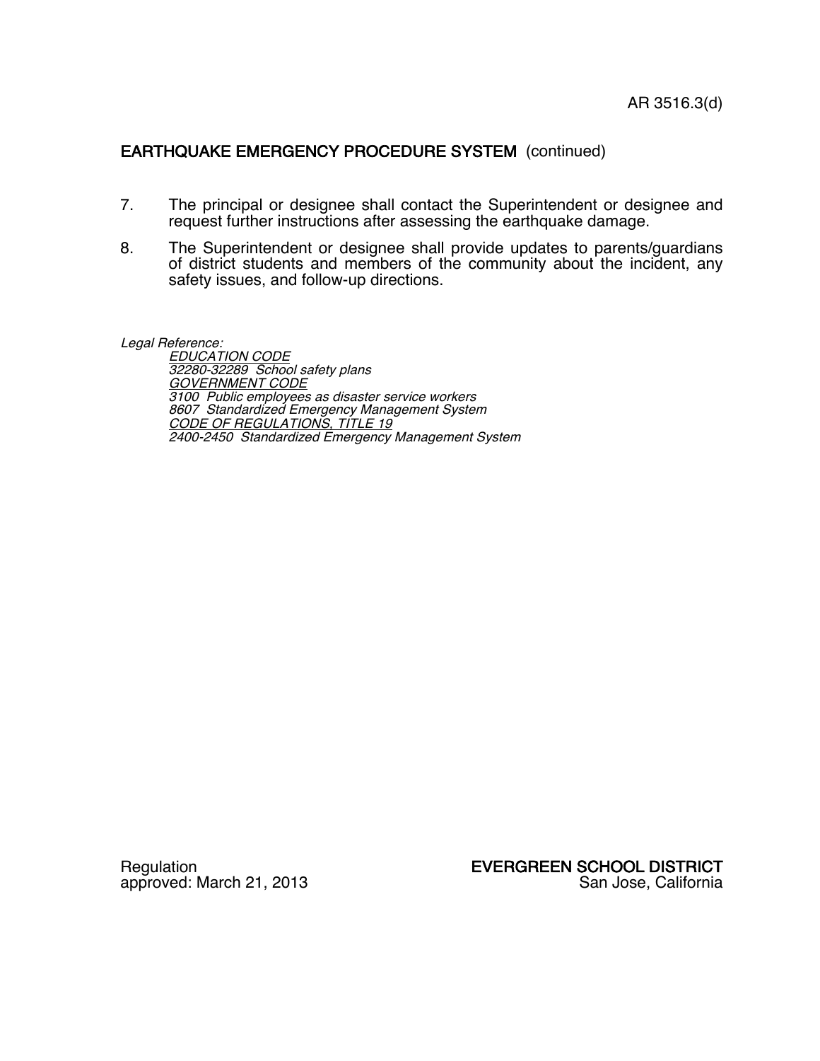## EARTHQUAKE EMERGENCY PROCEDURE SYSTEM (continued)

7. The principal or designee shall contact the Superintendent or designee and request further instructions after assessing the earthquake damage.

8. The Superintendent or designee shall provide updates to parents/guardians of district students and members of the community about the incident, any safety issues, and follow-up directions.

*Legal Reference:*

*EDUCATION CODE*
*32280-32289 School safety plans*
*GOVERNMENT CODE*
*3100 Public employees as disaster service workers*
*8607 Standardized Emergency Management System*
*CODE OF REGULATIONS, TITLE 19*
*2400-2450 Standardized Emergency Management System*

Regulation
approved: March 21, 2013

**EVERGREEN SCHOOL DISTRICT**
San Jose, California